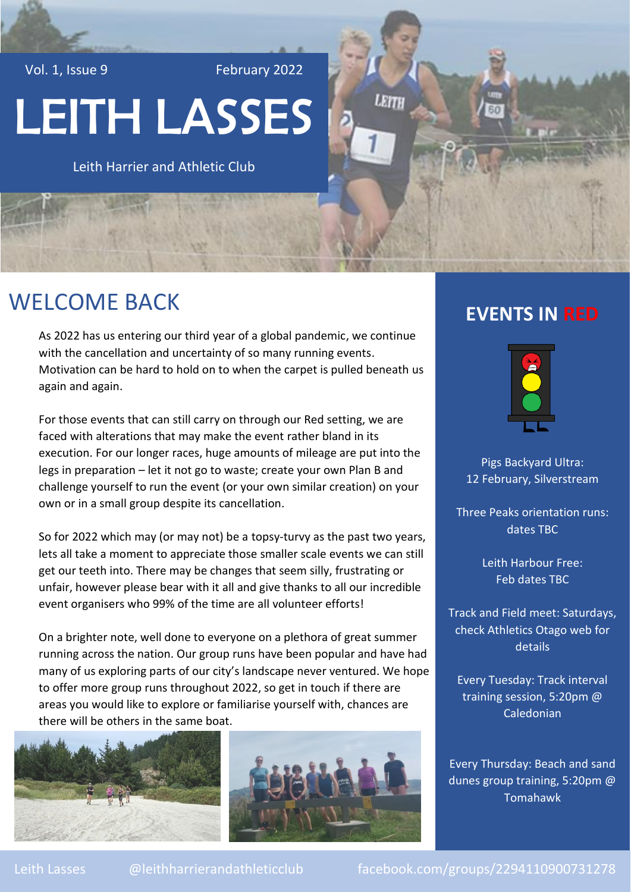Vol. 1, Issue 9 February 2022

# LEITH LASSES

Leith Harrier and Athletic Club

## WELCOME BACK

As 2022 has us entering our third year of a global pandemic, we continue with the cancellation and uncertainty of so many running events. Motivation can be hard to hold on to when the carpet is pulled beneath us again and again.

For those events that can still carry on through our Red setting, we are faced with alterations that may make the event rather bland in its execution. For our longer races, huge amounts of mileage are put into the legs in preparation – let it not go to waste; create your own Plan B and challenge yourself to run the event (or your own similar creation) on your own or in a small group despite its cancellation.

So for 2022 which may (or may not) be a topsy-turvy as the past two years, lets all take a moment to appreciate those smaller scale events we can still get our teeth into. There may be changes that seem silly, frustrating or unfair, however please bear with it all and give thanks to all our incredible event organisers who 99% of the time are all volunteer efforts!

On a brighter note, well done to everyone on a plethora of great summer running across the nation. Our group runs have been popular and have had many of us exploring parts of our city's landscape never ventured. We hope to offer more group runs throughout 2022, so get in touch if there are areas you would like to explore or familiarise yourself with, chances are there will be others in the same boat.

## EVENTS IN RED

Pigs Backyard Ultra:
12 February, Silverstream

Three Peaks orientation runs:
dates TBC

Leith Harbour Free:
Feb dates TBC

Track and Field meet: Saturdays, check Athletics Otago web for details

Every Tuesday: Track interval training session, 5:20pm @ Caledonian

Every Thursday: Beach and sand dunes group training, 5:20pm @ Tomahawk

Leith Lasses @leithharrierandathleticclub facebook.com/groups/2294110900731278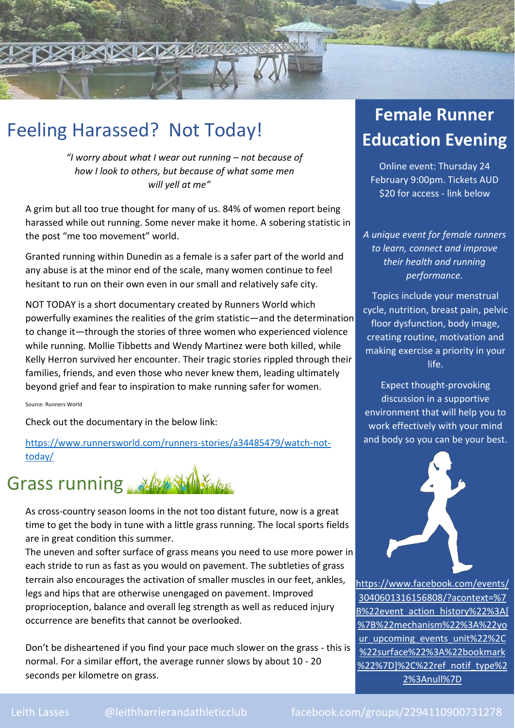# Feeling Harassed? Not Today!

*"I worry about what I wear out running – not because of how I look to others, but because of what some men will yell at me"*

A grim but all too true thought for many of us. 84% of women report being harassed while out running. Some never make it home. A sobering statistic in the post "me too movement" world.

Granted running within Dunedin as a female is a safer part of the world and any abuse is at the minor end of the scale, many women continue to feel hesitant to run on their own even in our small and relatively safe city.

NOT TODAY is a short documentary created by Runners World which powerfully examines the realities of the grim statistic—and the determination to change it—through the stories of three women who experienced violence while running. Mollie Tibbetts and Wendy Martinez were both killed, while Kelly Herron survived her encounter. Their tragic stories rippled through their families, friends, and even those who never knew them, leading ultimately beyond grief and fear to inspiration to make running safer for women.

Source: Runners World

Check out the documentary in the below link:

https://www.runnersworld.com/runners-stories/a34485479/watch-not-today/

# Grass running

As cross-country season looms in the not too distant future, now is a great time to get the body in tune with a little grass running. The local sports fields are in great condition this summer.

The uneven and softer surface of grass means you need to use more power in each stride to run as fast as you would on pavement. The subtleties of grass terrain also encourages the activation of smaller muscles in our feet, ankles, legs and hips that are otherwise unengaged on pavement. Improved proprioception, balance and overall leg strength as well as reduced injury occurrence are benefits that cannot be overlooked.

Don't be disheartened if you find your pace much slower on the grass - this is normal. For a similar effort, the average runner slows by about 10 - 20 seconds per kilometre on grass.

## Female Runner Education Evening

Online event: Thursday 24 February 9:00pm. Tickets AUD $20 for access - link below

*A unique event for female runners to learn, connect and improve their health and running performance.*

Topics include your menstrual cycle, nutrition, breast pain, pelvic floor dysfunction, body image, creating routine, motivation and making exercise a priority in your life.

Expect thought-provoking discussion in a supportive environment that will help you to work effectively with your mind and body so you can be your best.

https://www.facebook.com/events/3040601316156808/?acontext=%7B%22event_action_history%22%3A[%7B%22mechanism%22%3A%22your_upcoming_events_unit%22%2C%22surface%22%3A%22bookmark%22%7D]%2C%22ref_notif_type%22%3Anull%7D

Leith Lasses @leithharrierandathleticclub facebook.com/groups/2294110900731278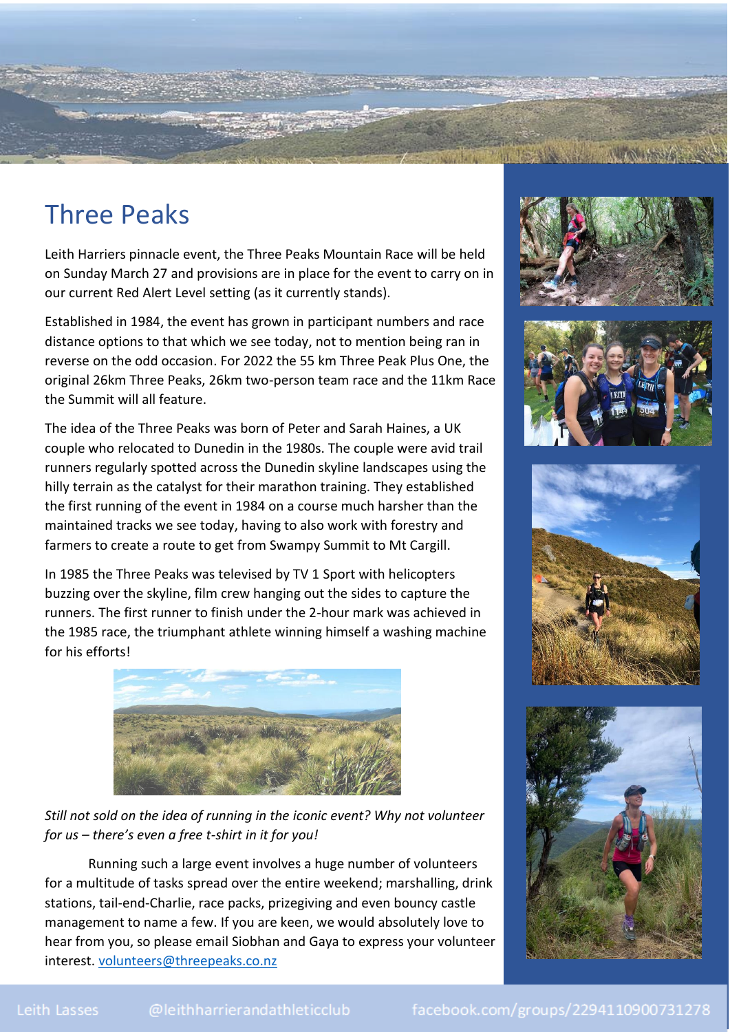# Three Peaks

Leith Harriers pinnacle event, the Three Peaks Mountain Race will be held on Sunday March 27 and provisions are in place for the event to carry on in our current Red Alert Level setting (as it currently stands).

Established in 1984, the event has grown in participant numbers and race distance options to that which we see today, not to mention being ran in reverse on the odd occasion. For 2022 the 55 km Three Peak Plus One, the original 26km Three Peaks, 26km two-person team race and the 11km Race the Summit will all feature.

The idea of the Three Peaks was born of Peter and Sarah Haines, a UK couple who relocated to Dunedin in the 1980s. The couple were avid trail runners regularly spotted across the Dunedin skyline landscapes using the hilly terrain as the catalyst for their marathon training. They established the first running of the event in 1984 on a course much harsher than the maintained tracks we see today, having to also work with forestry and farmers to create a route to get from Swampy Summit to Mt Cargill.

In 1985 the Three Peaks was televised by TV 1 Sport with helicopters buzzing over the skyline, film crew hanging out the sides to capture the runners. The first runner to finish under the 2-hour mark was achieved in the 1985 race, the triumphant athlete winning himself a washing machine for his efforts!

*Still not sold on the idea of running in the iconic event? Why not volunteer for us – there's even a free t-shirt in it for you!*

Running such a large event involves a huge number of volunteers for a multitude of tasks spread over the entire weekend; marshalling, drink stations, tail-end-Charlie, race packs, prizegiving and even bouncy castle management to name a few. If you are keen, we would absolutely love to hear from you, so please email Siobhan and Gaya to express your volunteer interest. [volunteers@threepeaks.co.nz](mailto:volunteers@threepeaks.co.nz)